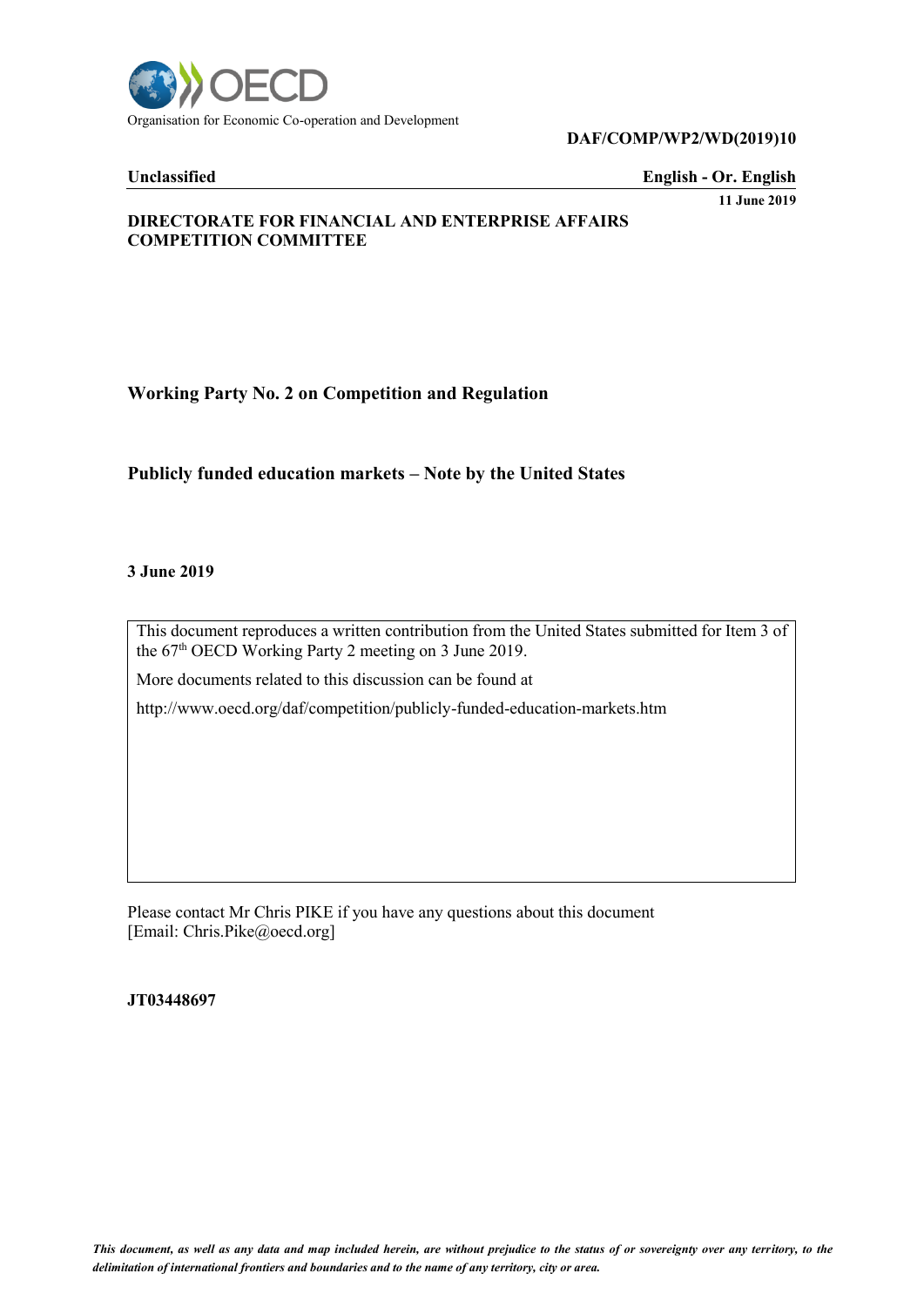Organisation for Economic Co-operation and Development

**DAF/COMP/WP2/WD(2019)10**

**Unclassified** **English - Or. English**

**11 June 2019**

**DIRECTORATE FOR FINANCIAL AND ENTERPRISE AFFAIRS**
**COMPETITION COMMITTEE**

## Working Party No. 2 on Competition and Regulation

## Publicly funded education markets – Note by the United States

**3 June 2019**

This document reproduces a written contribution from the United States submitted for Item 3 of the 67th OECD Working Party 2 meeting on 3 June 2019.

More documents related to this discussion can be found at

http://www.oecd.org/daf/competition/publicly-funded-education-markets.htm

Please contact Mr Chris PIKE if you have any questions about this document [Email: Chris.Pike@oecd.org]

**JT03448697**

*This document, as well as any data and map included herein, are without prejudice to the status of or sovereignty over any territory, to the delimitation of international frontiers and boundaries and to the name of any territory, city or area.*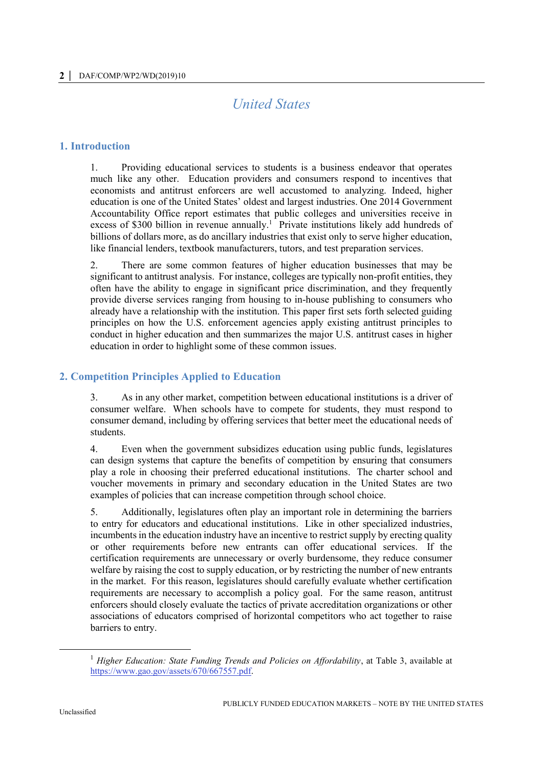# United States

## 1. Introduction

1. Providing educational services to students is a business endeavor that operates much like any other. Education providers and consumers respond to incentives that economists and antitrust enforcers are well accustomed to analyzing. Indeed, higher education is one of the United States' oldest and largest industries. One 2014 Government Accountability Office report estimates that public colleges and universities receive in excess of $300 billion in revenue annually.[1] Private institutions likely add hundreds of billions of dollars more, as do ancillary industries that exist only to serve higher education, like financial lenders, textbook manufacturers, tutors, and test preparation services.

2. There are some common features of higher education businesses that may be significant to antitrust analysis. For instance, colleges are typically non-profit entities, they often have the ability to engage in significant price discrimination, and they frequently provide diverse services ranging from housing to in-house publishing to consumers who already have a relationship with the institution. This paper first sets forth selected guiding principles on how the U.S. enforcement agencies apply existing antitrust principles to conduct in higher education and then summarizes the major U.S. antitrust cases in higher education in order to highlight some of these common issues.

## 2. Competition Principles Applied to Education

3. As in any other market, competition between educational institutions is a driver of consumer welfare. When schools have to compete for students, they must respond to consumer demand, including by offering services that better meet the educational needs of students.

4. Even when the government subsidizes education using public funds, legislatures can design systems that capture the benefits of competition by ensuring that consumers play a role in choosing their preferred educational institutions. The charter school and voucher movements in primary and secondary education in the United States are two examples of policies that can increase competition through school choice.

5. Additionally, legislatures often play an important role in determining the barriers to entry for educators and educational institutions. Like in other specialized industries, incumbents in the education industry have an incentive to restrict supply by erecting quality or other requirements before new entrants can offer educational services. If the certification requirements are unnecessary or overly burdensome, they reduce consumer welfare by raising the cost to supply education, or by restricting the number of new entrants in the market. For this reason, legislatures should carefully evaluate whether certification requirements are necessary to accomplish a policy goal. For the same reason, antitrust enforcers should closely evaluate the tactics of private accreditation organizations or other associations of educators comprised of horizontal competitors who act together to raise barriers to entry.

---

[1] *Higher Education: State Funding Trends and Policies on Affordability*, at Table 3, available at https://www.gao.gov/assets/670/667557.pdf.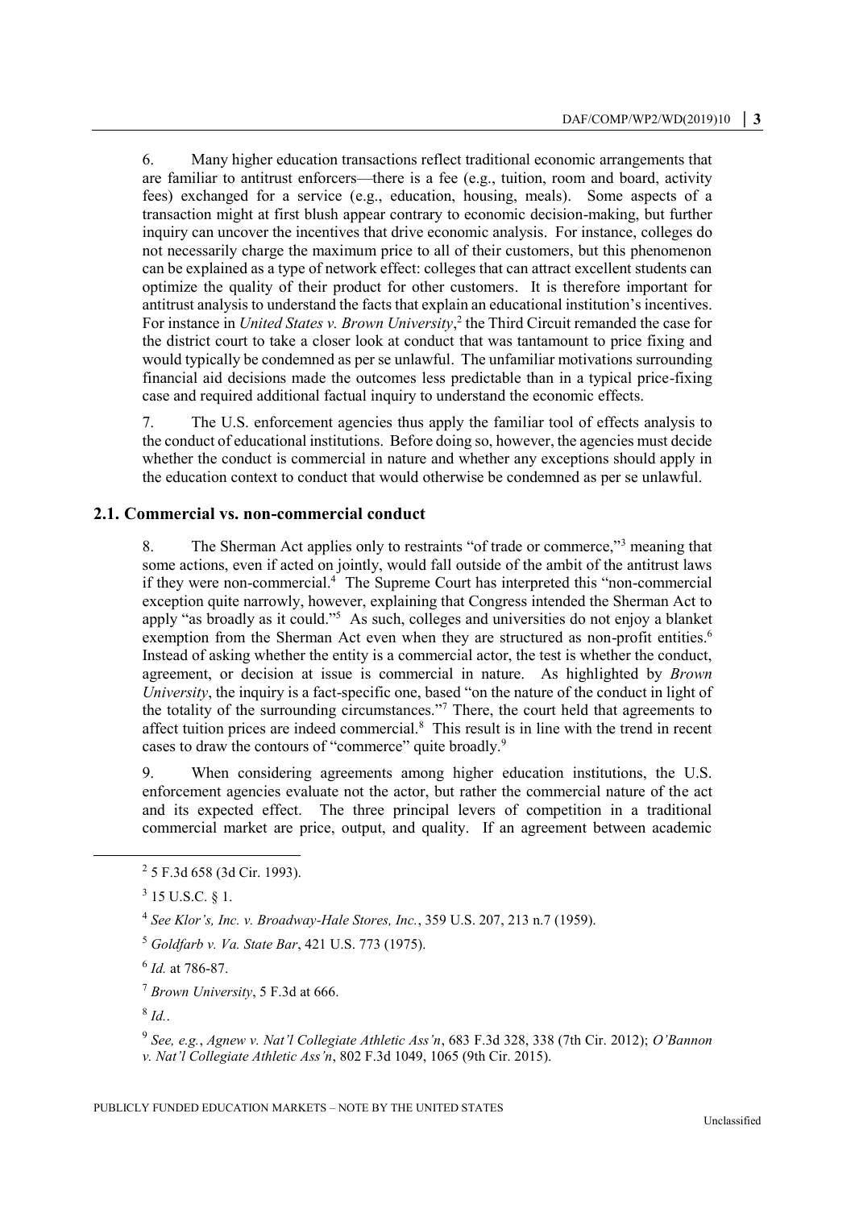6. Many higher education transactions reflect traditional economic arrangements that are familiar to antitrust enforcers—there is a fee (e.g., tuition, room and board, activity fees) exchanged for a service (e.g., education, housing, meals). Some aspects of a transaction might at first blush appear contrary to economic decision-making, but further inquiry can uncover the incentives that drive economic analysis. For instance, colleges do not necessarily charge the maximum price to all of their customers, but this phenomenon can be explained as a type of network effect: colleges that can attract excellent students can optimize the quality of their product for other customers. It is therefore important for antitrust analysis to understand the facts that explain an educational institution's incentives. For instance in *United States v. Brown University*,[2] the Third Circuit remanded the case for the district court to take a closer look at conduct that was tantamount to price fixing and would typically be condemned as per se unlawful. The unfamiliar motivations surrounding financial aid decisions made the outcomes less predictable than in a typical price-fixing case and required additional factual inquiry to understand the economic effects.

7. The U.S. enforcement agencies thus apply the familiar tool of effects analysis to the conduct of educational institutions. Before doing so, however, the agencies must decide whether the conduct is commercial in nature and whether any exceptions should apply in the education context to conduct that would otherwise be condemned as per se unlawful.

## 2.1. Commercial vs. non-commercial conduct

8. The Sherman Act applies only to restraints "of trade or commerce,"[3] meaning that some actions, even if acted on jointly, would fall outside of the ambit of the antitrust laws if they were non-commercial.[4] The Supreme Court has interpreted this "non-commercial exception quite narrowly, however, explaining that Congress intended the Sherman Act to apply "as broadly as it could."[5] As such, colleges and universities do not enjoy a blanket exemption from the Sherman Act even when they are structured as non-profit entities.[6] Instead of asking whether the entity is a commercial actor, the test is whether the conduct, agreement, or decision at issue is commercial in nature. As highlighted by *Brown University*, the inquiry is a fact-specific one, based "on the nature of the conduct in light of the totality of the surrounding circumstances."[7] There, the court held that agreements to affect tuition prices are indeed commercial.[8] This result is in line with the trend in recent cases to draw the contours of "commerce" quite broadly.[9]

9. When considering agreements among higher education institutions, the U.S. enforcement agencies evaluate not the actor, but rather the commercial nature of the act and its expected effect. The three principal levers of competition in a traditional commercial market are price, output, and quality. If an agreement between academic

---

[2] 5 F.3d 658 (3d Cir. 1993).

[3] 15 U.S.C. § 1.

[4] *See Klor's, Inc. v. Broadway-Hale Stores, Inc.*, 359 U.S. 207, 213 n.7 (1959).

[5] *Goldfarb v. Va. State Bar*, 421 U.S. 773 (1975).

[6] *Id.* at 786-87.

[7] *Brown University*, 5 F.3d at 666.

[8] *Id.*.

[9] *See, e.g.*, *Agnew v. Nat'l Collegiate Athletic Ass'n*, 683 F.3d 328, 338 (7th Cir. 2012); *O'Bannon v. Nat'l Collegiate Athletic Ass'n*, 802 F.3d 1049, 1065 (9th Cir. 2015).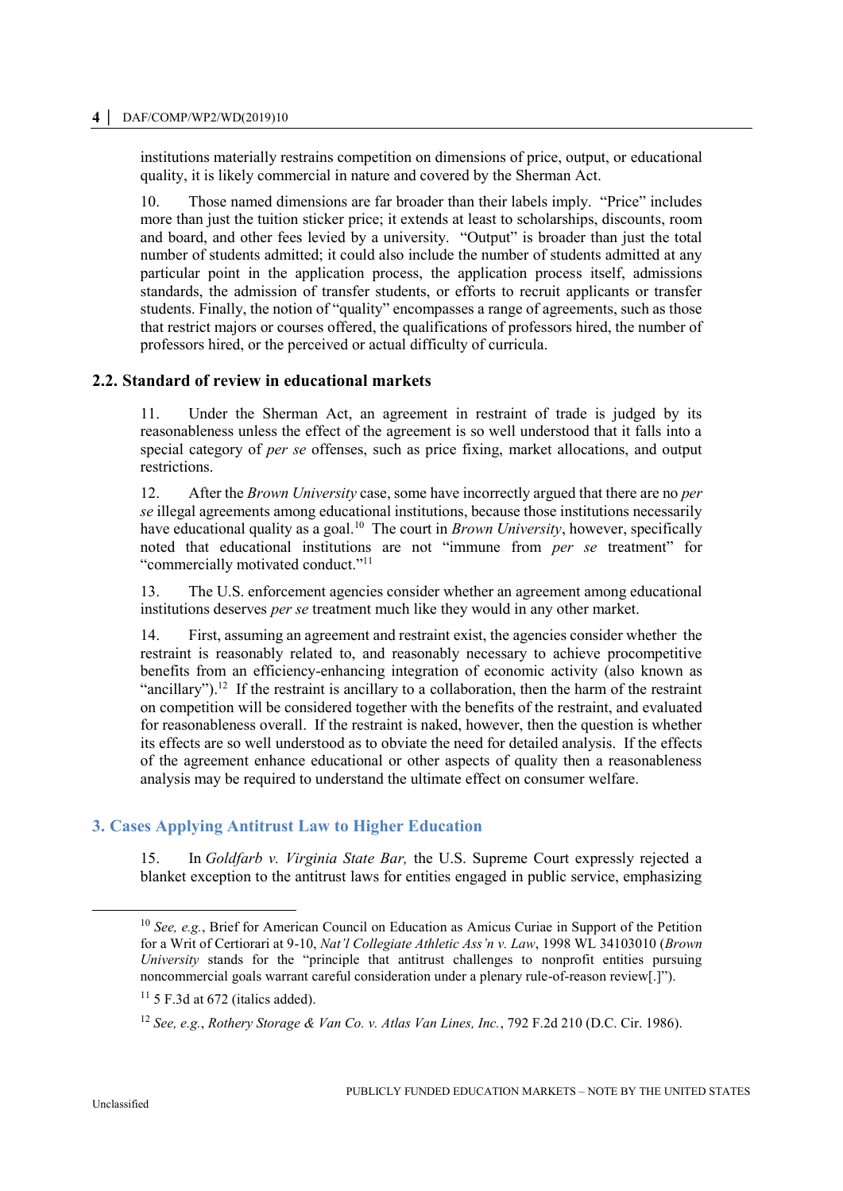institutions materially restrains competition on dimensions of price, output, or educational quality, it is likely commercial in nature and covered by the Sherman Act.

10. Those named dimensions are far broader than their labels imply. "Price" includes more than just the tuition sticker price; it extends at least to scholarships, discounts, room and board, and other fees levied by a university. "Output" is broader than just the total number of students admitted; it could also include the number of students admitted at any particular point in the application process, the application process itself, admissions standards, the admission of transfer students, or efforts to recruit applicants or transfer students. Finally, the notion of "quality" encompasses a range of agreements, such as those that restrict majors or courses offered, the qualifications of professors hired, the number of professors hired, or the perceived or actual difficulty of curricula.

### 2.2. Standard of review in educational markets

11. Under the Sherman Act, an agreement in restraint of trade is judged by its reasonableness unless the effect of the agreement is so well understood that it falls into a special category of *per se* offenses, such as price fixing, market allocations, and output restrictions.

12. After the *Brown University* case, some have incorrectly argued that there are no *per se* illegal agreements among educational institutions, because those institutions necessarily have educational quality as a goal.[10] The court in *Brown University*, however, specifically noted that educational institutions are not "immune from *per se* treatment" for "commercially motivated conduct."[11]

13. The U.S. enforcement agencies consider whether an agreement among educational institutions deserves *per se* treatment much like they would in any other market.

14. First, assuming an agreement and restraint exist, the agencies consider whether the restraint is reasonably related to, and reasonably necessary to achieve procompetitive benefits from an efficiency-enhancing integration of economic activity (also known as "ancillary").[12] If the restraint is ancillary to a collaboration, then the harm of the restraint on competition will be considered together with the benefits of the restraint, and evaluated for reasonableness overall. If the restraint is naked, however, then the question is whether its effects are so well understood as to obviate the need for detailed analysis. If the effects of the agreement enhance educational or other aspects of quality then a reasonableness analysis may be required to understand the ultimate effect on consumer welfare.

## 3. Cases Applying Antitrust Law to Higher Education

15. In *Goldfarb v. Virginia State Bar,* the U.S. Supreme Court expressly rejected a blanket exception to the antitrust laws for entities engaged in public service, emphasizing

---

[10] *See, e.g.*, Brief for American Council on Education as Amicus Curiae in Support of the Petition for a Writ of Certiorari at 9-10, *Nat'l Collegiate Athletic Ass'n v. Law*, 1998 WL 34103010 (*Brown University* stands for the "principle that antitrust challenges to nonprofit entities pursuing noncommercial goals warrant careful consideration under a plenary rule-of-reason review[.]").

[11] 5 F.3d at 672 (italics added).

[12] *See, e.g.*, *Rothery Storage & Van Co. v. Atlas Van Lines, Inc.*, 792 F.2d 210 (D.C. Cir. 1986).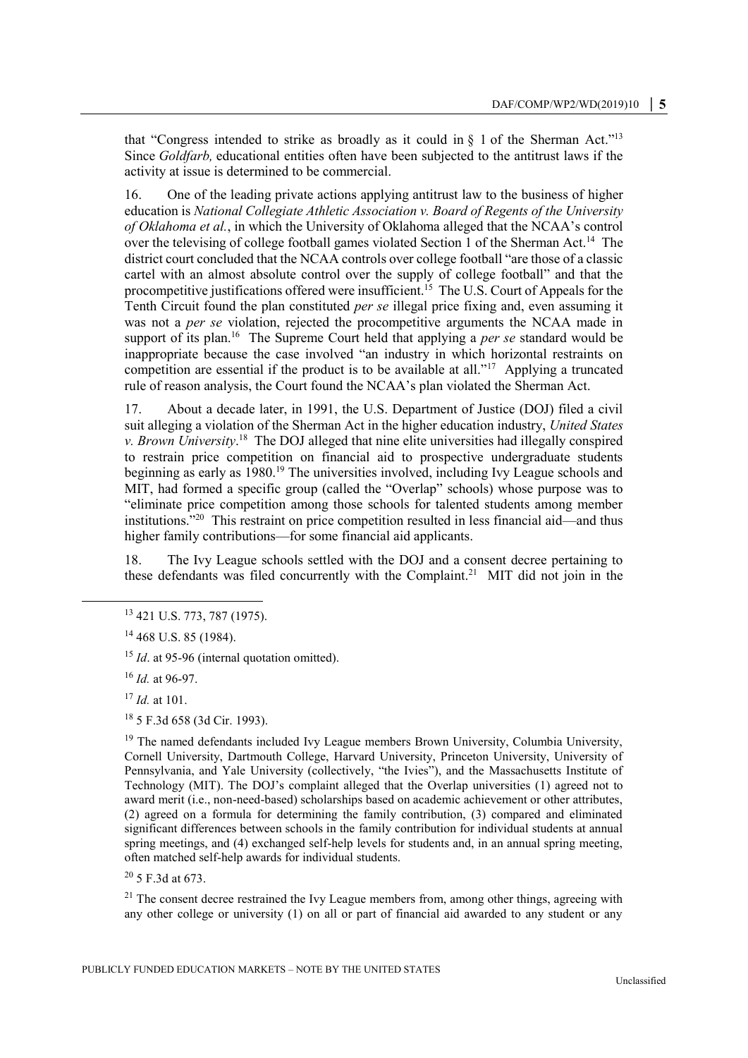that "Congress intended to strike as broadly as it could in § 1 of the Sherman Act."[13] Since *Goldfarb,* educational entities often have been subjected to the antitrust laws if the activity at issue is determined to be commercial.

16. One of the leading private actions applying antitrust law to the business of higher education is *National Collegiate Athletic Association v. Board of Regents of the University of Oklahoma et al.*, in which the University of Oklahoma alleged that the NCAA's control over the televising of college football games violated Section 1 of the Sherman Act.[14] The district court concluded that the NCAA controls over college football "are those of a classic cartel with an almost absolute control over the supply of college football" and that the procompetitive justifications offered were insufficient.[15] The U.S. Court of Appeals for the Tenth Circuit found the plan constituted *per se* illegal price fixing and, even assuming it was not a *per se* violation, rejected the procompetitive arguments the NCAA made in support of its plan.[16] The Supreme Court held that applying a *per se* standard would be inappropriate because the case involved "an industry in which horizontal restraints on competition are essential if the product is to be available at all."[17] Applying a truncated rule of reason analysis, the Court found the NCAA's plan violated the Sherman Act.

17. About a decade later, in 1991, the U.S. Department of Justice (DOJ) filed a civil suit alleging a violation of the Sherman Act in the higher education industry, *United States v. Brown University*.[18] The DOJ alleged that nine elite universities had illegally conspired to restrain price competition on financial aid to prospective undergraduate students beginning as early as 1980.[19] The universities involved, including Ivy League schools and MIT, had formed a specific group (called the "Overlap" schools) whose purpose was to "eliminate price competition among those schools for talented students among member institutions."[20] This restraint on price competition resulted in less financial aid—and thus higher family contributions—for some financial aid applicants.

18. The Ivy League schools settled with the DOJ and a consent decree pertaining to these defendants was filed concurrently with the Complaint.[21] MIT did not join in the

---

[13] 421 U.S. 773, 787 (1975).

[14] 468 U.S. 85 (1984).

[15] *Id*. at 95-96 (internal quotation omitted).

[16] *Id.* at 96-97.

[17] *Id.* at 101.

[18] 5 F.3d 658 (3d Cir. 1993).

[19] The named defendants included Ivy League members Brown University, Columbia University, Cornell University, Dartmouth College, Harvard University, Princeton University, University of Pennsylvania, and Yale University (collectively, "the Ivies"), and the Massachusetts Institute of Technology (MIT). The DOJ's complaint alleged that the Overlap universities (1) agreed not to award merit (i.e., non-need-based) scholarships based on academic achievement or other attributes, (2) agreed on a formula for determining the family contribution, (3) compared and eliminated significant differences between schools in the family contribution for individual students at annual spring meetings, and (4) exchanged self-help levels for students and, in an annual spring meeting, often matched self-help awards for individual students.

[20] 5 F.3d at 673.

[21] The consent decree restrained the Ivy League members from, among other things, agreeing with any other college or university (1) on all or part of financial aid awarded to any student or any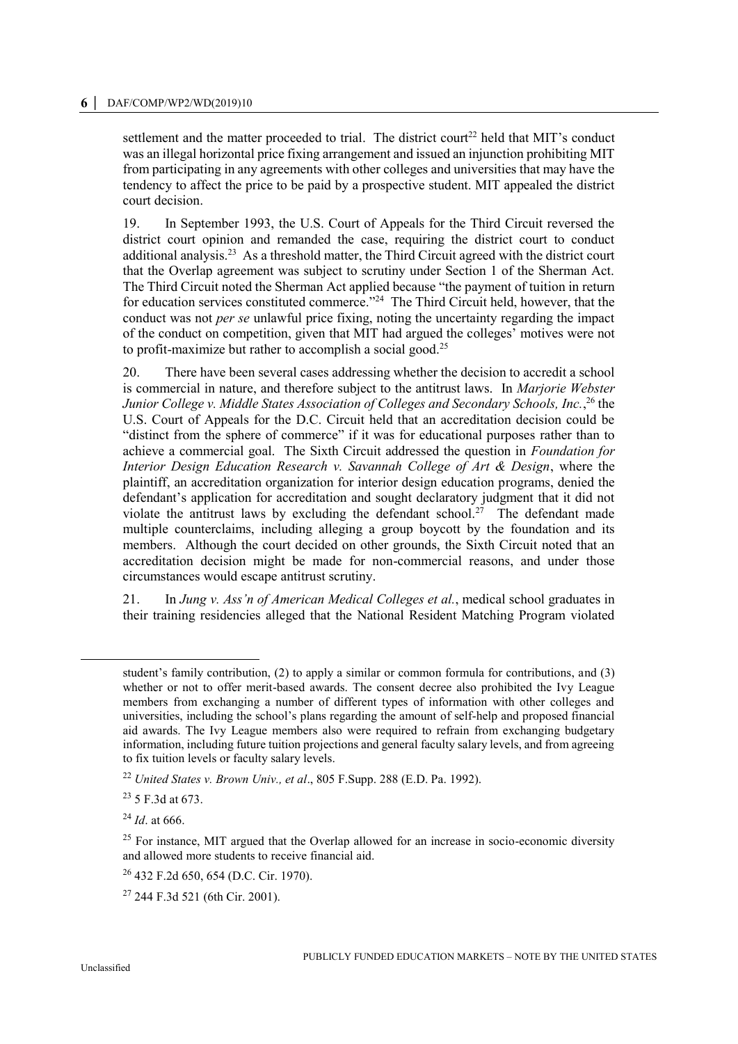settlement and the matter proceeded to trial. The district court[22] held that MIT's conduct was an illegal horizontal price fixing arrangement and issued an injunction prohibiting MIT from participating in any agreements with other colleges and universities that may have the tendency to affect the price to be paid by a prospective student. MIT appealed the district court decision.

19. In September 1993, the U.S. Court of Appeals for the Third Circuit reversed the district court opinion and remanded the case, requiring the district court to conduct additional analysis.[23] As a threshold matter, the Third Circuit agreed with the district court that the Overlap agreement was subject to scrutiny under Section 1 of the Sherman Act. The Third Circuit noted the Sherman Act applied because "the payment of tuition in return for education services constituted commerce."[24] The Third Circuit held, however, that the conduct was not *per se* unlawful price fixing, noting the uncertainty regarding the impact of the conduct on competition, given that MIT had argued the colleges' motives were not to profit-maximize but rather to accomplish a social good.[25]

20. There have been several cases addressing whether the decision to accredit a school is commercial in nature, and therefore subject to the antitrust laws. In *Marjorie Webster Junior College v. Middle States Association of Colleges and Secondary Schools, Inc.*,[26] the U.S. Court of Appeals for the D.C. Circuit held that an accreditation decision could be "distinct from the sphere of commerce" if it was for educational purposes rather than to achieve a commercial goal. The Sixth Circuit addressed the question in *Foundation for Interior Design Education Research v. Savannah College of Art & Design*, where the plaintiff, an accreditation organization for interior design education programs, denied the defendant's application for accreditation and sought declaratory judgment that it did not violate the antitrust laws by excluding the defendant school.[27] The defendant made multiple counterclaims, including alleging a group boycott by the foundation and its members. Although the court decided on other grounds, the Sixth Circuit noted that an accreditation decision might be made for non-commercial reasons, and under those circumstances would escape antitrust scrutiny.

21. In *Jung v. Ass'n of American Medical Colleges et al.*, medical school graduates in their training residencies alleged that the National Resident Matching Program violated

---

student's family contribution, (2) to apply a similar or common formula for contributions, and (3) whether or not to offer merit-based awards. The consent decree also prohibited the Ivy League members from exchanging a number of different types of information with other colleges and universities, including the school's plans regarding the amount of self-help and proposed financial aid awards. The Ivy League members also were required to refrain from exchanging budgetary information, including future tuition projections and general faculty salary levels, and from agreeing to fix tuition levels or faculty salary levels.

[22] *United States v. Brown Univ., et al*., 805 F.Supp. 288 (E.D. Pa. 1992).

[23] 5 F.3d at 673.

[24] *Id*. at 666.

[25] For instance, MIT argued that the Overlap allowed for an increase in socio-economic diversity and allowed more students to receive financial aid.

[26] 432 F.2d 650, 654 (D.C. Cir. 1970).

[27] 244 F.3d 521 (6th Cir. 2001).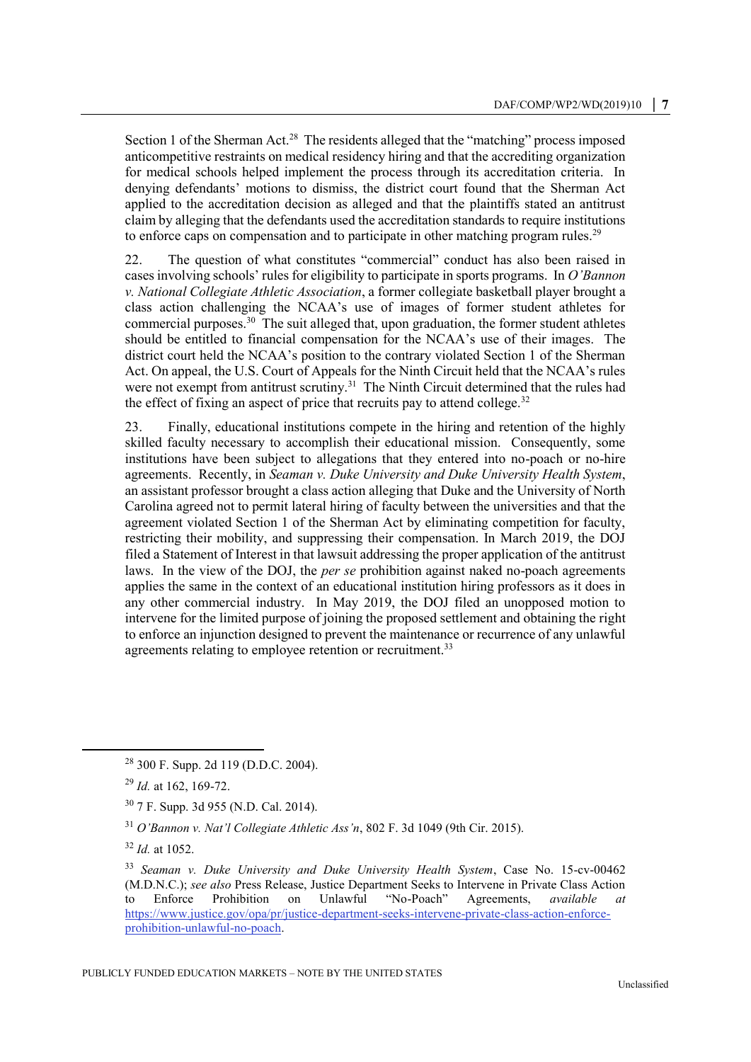Section 1 of the Sherman Act.[28] The residents alleged that the "matching" process imposed anticompetitive restraints on medical residency hiring and that the accrediting organization for medical schools helped implement the process through its accreditation criteria. In denying defendants' motions to dismiss, the district court found that the Sherman Act applied to the accreditation decision as alleged and that the plaintiffs stated an antitrust claim by alleging that the defendants used the accreditation standards to require institutions to enforce caps on compensation and to participate in other matching program rules.[29]

22. The question of what constitutes "commercial" conduct has also been raised in cases involving schools' rules for eligibility to participate in sports programs. In *O'Bannon v. National Collegiate Athletic Association*, a former collegiate basketball player brought a class action challenging the NCAA's use of images of former student athletes for commercial purposes.[30] The suit alleged that, upon graduation, the former student athletes should be entitled to financial compensation for the NCAA's use of their images. The district court held the NCAA's position to the contrary violated Section 1 of the Sherman Act. On appeal, the U.S. Court of Appeals for the Ninth Circuit held that the NCAA's rules were not exempt from antitrust scrutiny.[31] The Ninth Circuit determined that the rules had the effect of fixing an aspect of price that recruits pay to attend college.[32]

23. Finally, educational institutions compete in the hiring and retention of the highly skilled faculty necessary to accomplish their educational mission. Consequently, some institutions have been subject to allegations that they entered into no-poach or no-hire agreements. Recently, in *Seaman v. Duke University and Duke University Health System*, an assistant professor brought a class action alleging that Duke and the University of North Carolina agreed not to permit lateral hiring of faculty between the universities and that the agreement violated Section 1 of the Sherman Act by eliminating competition for faculty, restricting their mobility, and suppressing their compensation. In March 2019, the DOJ filed a Statement of Interest in that lawsuit addressing the proper application of the antitrust laws. In the view of the DOJ, the *per se* prohibition against naked no-poach agreements applies the same in the context of an educational institution hiring professors as it does in any other commercial industry. In May 2019, the DOJ filed an unopposed motion to intervene for the limited purpose of joining the proposed settlement and obtaining the right to enforce an injunction designed to prevent the maintenance or recurrence of any unlawful agreements relating to employee retention or recruitment.[33]

---

[28] 300 F. Supp. 2d 119 (D.D.C. 2004).

[29] *Id.* at 162, 169-72.

[30] 7 F. Supp. 3d 955 (N.D. Cal. 2014).

[31] *O'Bannon v. Nat'l Collegiate Athletic Ass'n*, 802 F. 3d 1049 (9th Cir. 2015).

[32] *Id.* at 1052.

[33] *Seaman v. Duke University and Duke University Health System*, Case No. 15-cv-00462 (M.D.N.C.); *see also* Press Release, Justice Department Seeks to Intervene in Private Class Action to Enforce Prohibition on Unlawful "No-Poach" Agreements, *available at* https://www.justice.gov/opa/pr/justice-department-seeks-intervene-private-class-action-enforce-prohibition-unlawful-no-poach.